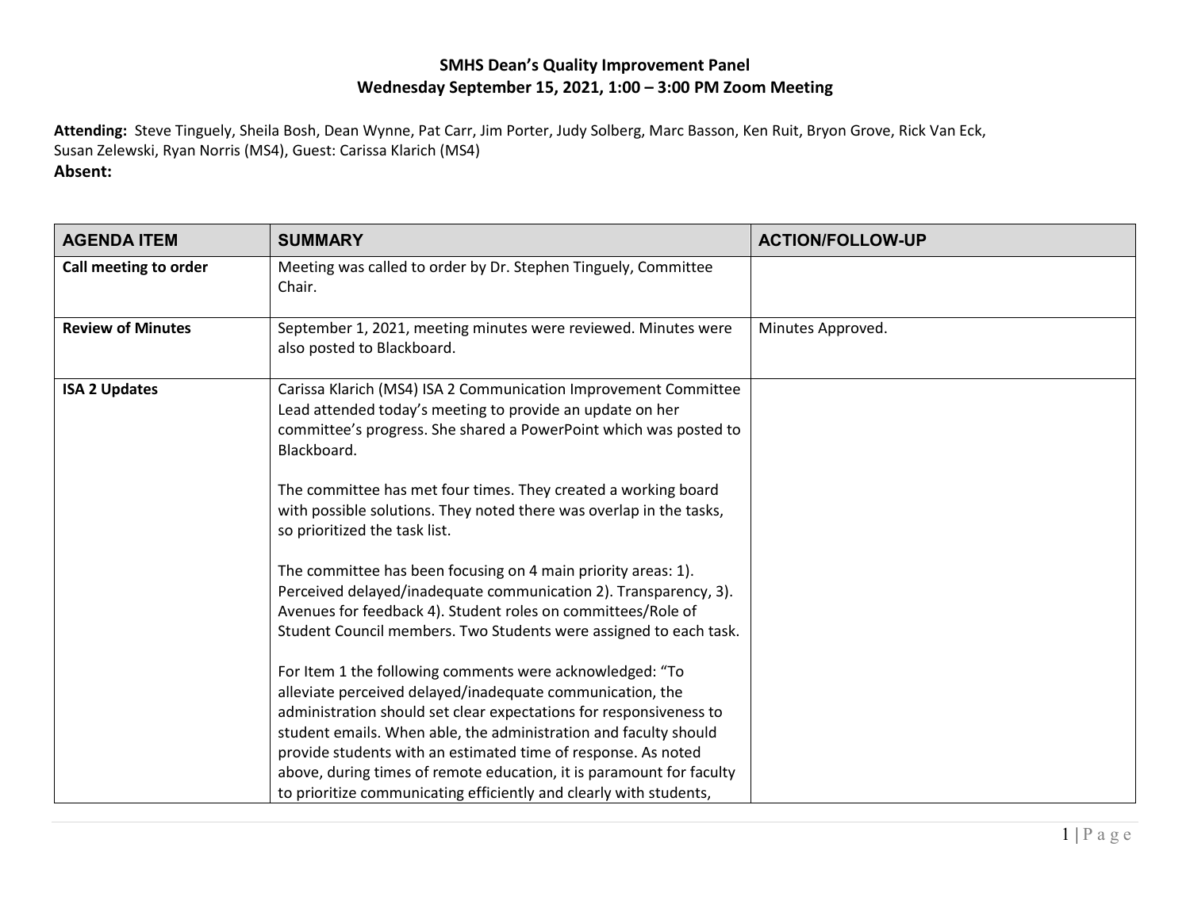**SMHS Dean's Quality Improvement Panel**
**Wednesday September 15, 2021, 1:00 – 3:00 PM Zoom Meeting**

**Attending:** Steve Tinguely, Sheila Bosh, Dean Wynne, Pat Carr, Jim Porter, Judy Solberg, Marc Basson, Ken Ruit, Bryon Grove, Rick Van Eck, Susan Zelewski, Ryan Norris (MS4), Guest: Carissa Klarich (MS4)
**Absent:**

| AGENDA ITEM | SUMMARY | ACTION/FOLLOW-UP |
|---|---|---|
| **Call meeting to order** | Meeting was called to order by Dr. Stephen Tinguely, Committee Chair. | |
| **Review of Minutes** | September 1, 2021, meeting minutes were reviewed. Minutes were also posted to Blackboard. | Minutes Approved. |
| **ISA 2 Updates** | Carissa Klarich (MS4) ISA 2 Communication Improvement Committee Lead attended today's meeting to provide an update on her committee's progress. She shared a PowerPoint which was posted to Blackboard.<br><br>The committee has met four times. They created a working board with possible solutions. They noted there was overlap in the tasks, so prioritized the task list.<br><br>The committee has been focusing on 4 main priority areas: 1). Perceived delayed/inadequate communication 2). Transparency, 3). Avenues for feedback 4). Student roles on committees/Role of Student Council members. Two Students were assigned to each task.<br><br>For Item 1 the following comments were acknowledged: "To alleviate perceived delayed/inadequate communication, the administration should set clear expectations for responsiveness to student emails. When able, the administration and faculty should provide students with an estimated time of response. As noted above, during times of remote education, it is paramount for faculty to prioritize communicating efficiently and clearly with students, | |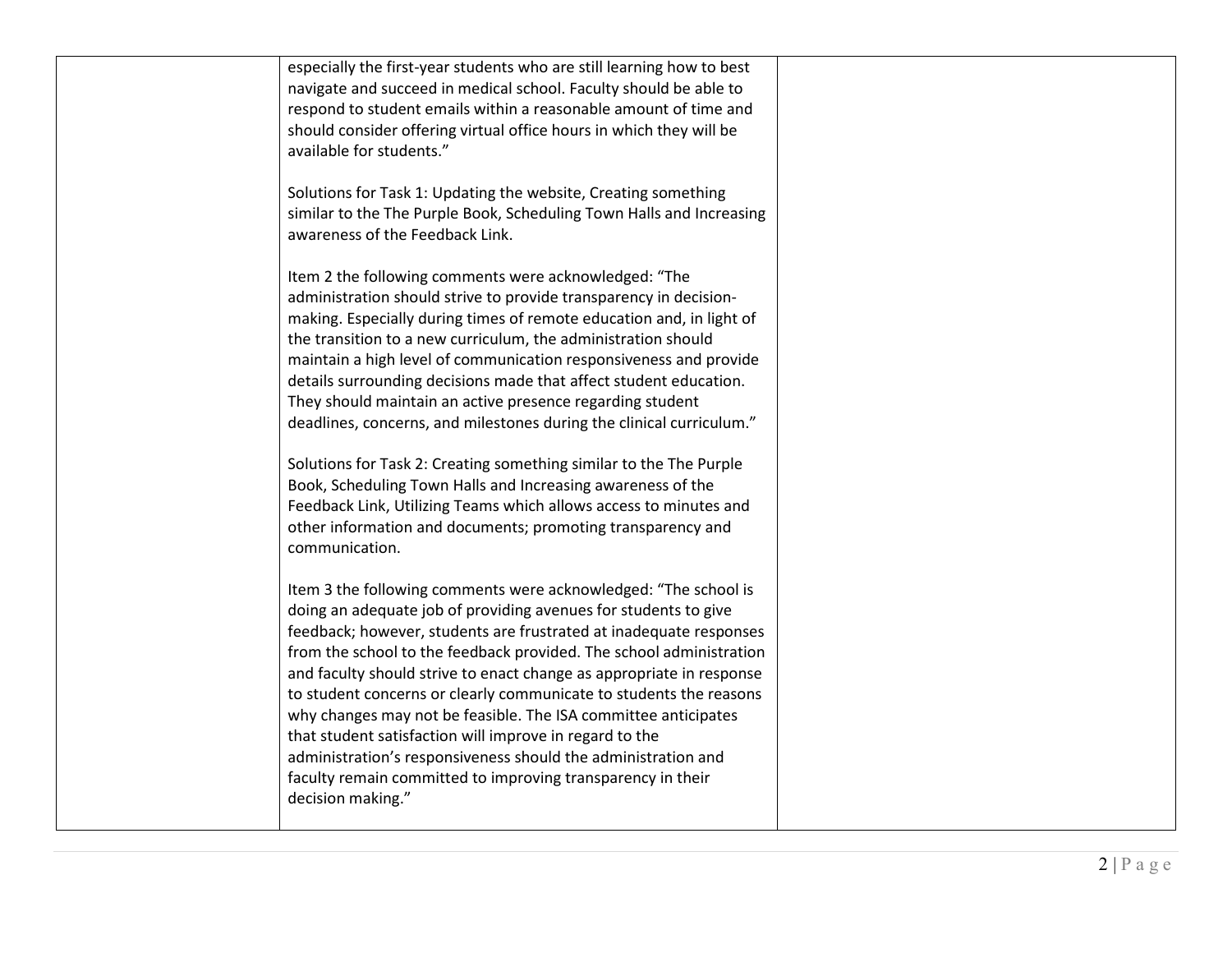| | | |
|---|---|---|
| | especially the first-year students who are still learning how to best navigate and succeed in medical school. Faculty should be able to respond to student emails within a reasonable amount of time and should consider offering virtual office hours in which they will be available for students."<br><br>Solutions for Task 1: Updating the website, Creating something similar to the The Purple Book, Scheduling Town Halls and Increasing awareness of the Feedback Link.<br><br>Item 2 the following comments were acknowledged: "The administration should strive to provide transparency in decision-making. Especially during times of remote education and, in light of the transition to a new curriculum, the administration should maintain a high level of communication responsiveness and provide details surrounding decisions made that affect student education. They should maintain an active presence regarding student deadlines, concerns, and milestones during the clinical curriculum."<br><br>Solutions for Task 2: Creating something similar to the The Purple Book, Scheduling Town Halls and Increasing awareness of the Feedback Link, Utilizing Teams which allows access to minutes and other information and documents; promoting transparency and communication.<br><br>Item 3 the following comments were acknowledged: "The school is doing an adequate job of providing avenues for students to give feedback; however, students are frustrated at inadequate responses from the school to the feedback provided. The school administration and faculty should strive to enact change as appropriate in response to student concerns or clearly communicate to students the reasons why changes may not be feasible. The ISA committee anticipates that student satisfaction will improve in regard to the administration's responsiveness should the administration and faculty remain committed to improving transparency in their decision making." | |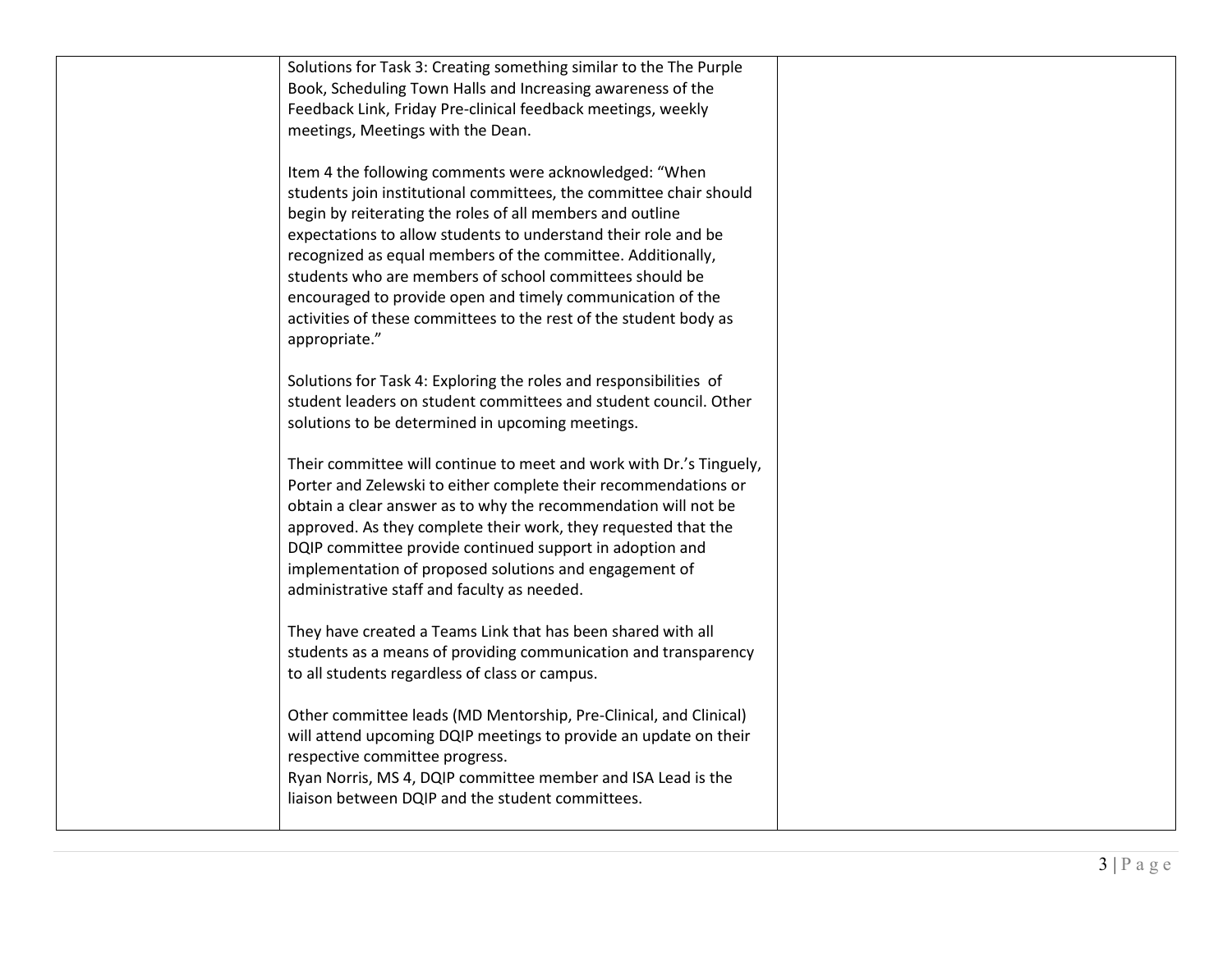| | | |
|---|---|---|
| | Solutions for Task 3: Creating something similar to the The Purple Book, Scheduling Town Halls and Increasing awareness of the Feedback Link, Friday Pre-clinical feedback meetings, weekly meetings, Meetings with the Dean.<br><br>Item 4 the following comments were acknowledged: "When students join institutional committees, the committee chair should begin by reiterating the roles of all members and outline expectations to allow students to understand their role and be recognized as equal members of the committee. Additionally, students who are members of school committees should be encouraged to provide open and timely communication of the activities of these committees to the rest of the student body as appropriate."<br><br>Solutions for Task 4: Exploring the roles and responsibilities of student leaders on student committees and student council. Other solutions to be determined in upcoming meetings.<br><br>Their committee will continue to meet and work with Dr.'s Tinguely, Porter and Zelewski to either complete their recommendations or obtain a clear answer as to why the recommendation will not be approved. As they complete their work, they requested that the DQIP committee provide continued support in adoption and implementation of proposed solutions and engagement of administrative staff and faculty as needed.<br><br>They have created a Teams Link that has been shared with all students as a means of providing communication and transparency to all students regardless of class or campus.<br><br>Other committee leads (MD Mentorship, Pre-Clinical, and Clinical) will attend upcoming DQIP meetings to provide an update on their respective committee progress.<br>Ryan Norris, MS 4, DQIP committee member and ISA Lead is the liaison between DQIP and the student committees. | |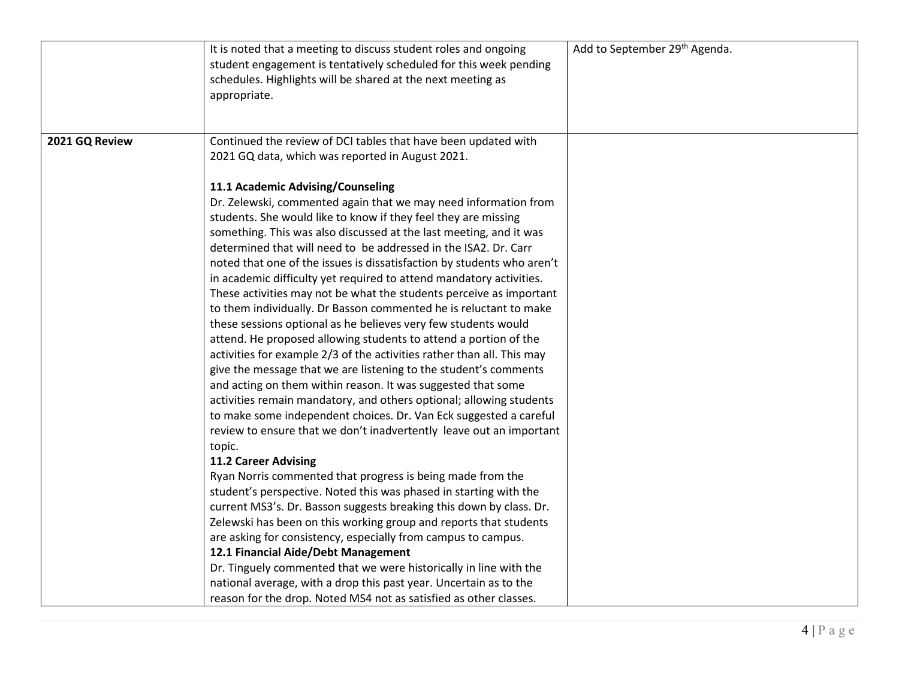|  |  |  |
| --- | --- | --- |
|  | It is noted that a meeting to discuss student roles and ongoing student engagement is tentatively scheduled for this week pending schedules. Highlights will be shared at the next meeting as appropriate. | Add to September 29th Agenda. |
| **2021 GQ Review** | Continued the review of DCI tables that have been updated with 2021 GQ data, which was reported in August 2021.<br><br>**11.1 Academic Advising/Counseling**<br>Dr. Zelewski, commented again that we may need information from students. She would like to know if they feel they are missing something. This was also discussed at the last meeting, and it was determined that will need to be addressed in the ISA2. Dr. Carr noted that one of the issues is dissatisfaction by students who aren't in academic difficulty yet required to attend mandatory activities. These activities may not be what the students perceive as important to them individually. Dr Basson commented he is reluctant to make these sessions optional as he believes very few students would attend. He proposed allowing students to attend a portion of the activities for example 2/3 of the activities rather than all. This may give the message that we are listening to the student's comments and acting on them within reason. It was suggested that some activities remain mandatory, and others optional; allowing students to make some independent choices. Dr. Van Eck suggested a careful review to ensure that we don't inadvertently leave out an important topic.<br>**11.2 Career Advising**<br>Ryan Norris commented that progress is being made from the student's perspective. Noted this was phased in starting with the current MS3's. Dr. Basson suggests breaking this down by class. Dr. Zelewski has been on this working group and reports that students are asking for consistency, especially from campus to campus.<br>**12.1 Financial Aide/Debt Management**<br>Dr. Tinguely commented that we were historically in line with the national average, with a drop this past year. Uncertain as to the reason for the drop. Noted MS4 not as satisfied as other classes. |  |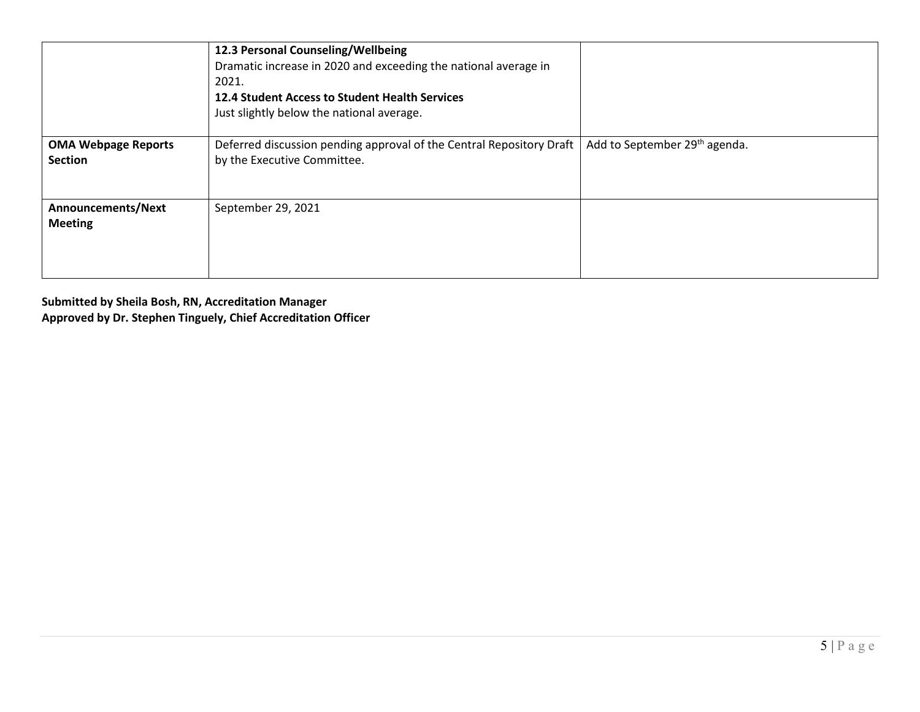| | | |
|---|---|---|
| | **12.3 Personal Counseling/Wellbeing**<br>Dramatic increase in 2020 and exceeding the national average in 2021.<br>**12.4 Student Access to Student Health Services**<br>Just slightly below the national average. | |
| **OMA Webpage Reports Section** | Deferred discussion pending approval of the Central Repository Draft by the Executive Committee. | Add to September 29th agenda. |
| **Announcements/Next Meeting** | September 29, 2021 | |

**Submitted by Sheila Bosh, RN, Accreditation Manager**
**Approved by Dr. Stephen Tinguely, Chief Accreditation Officer**